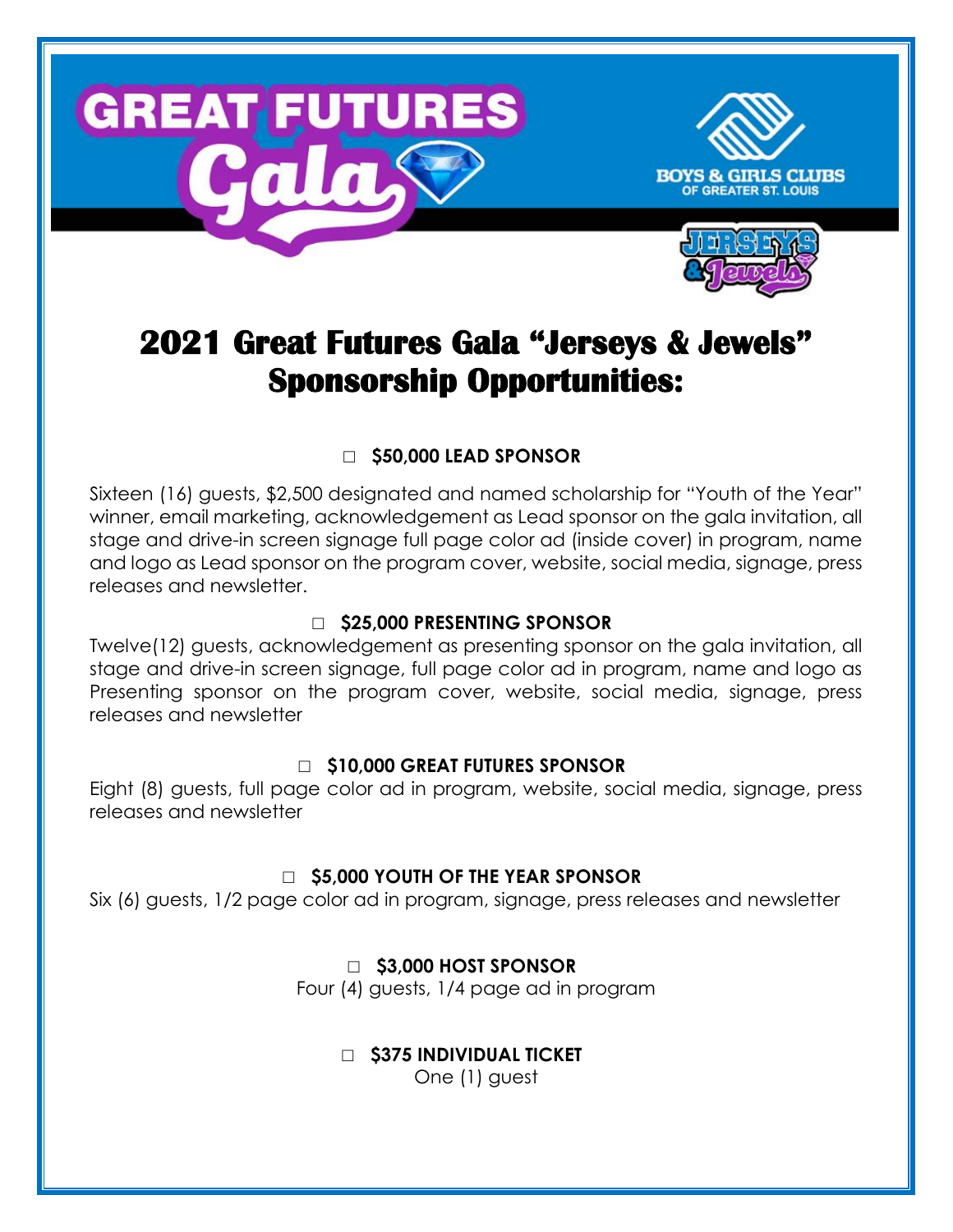# 2021 Great Futures Gala "Jerseys & Jewels" Sponsorship Opportunities:

□ **$50,000 LEAD SPONSOR**

Sixteen (16) guests, $2,500 designated and named scholarship for "Youth of the Year" winner, email marketing, acknowledgement as Lead sponsor on the gala invitation, all stage and drive-in screen signage full page color ad (inside cover) in program, name and logo as Lead sponsor on the program cover, website, social media, signage, press releases and newsletter.

□ **$25,000 PRESENTING SPONSOR**

Twelve(12) guests, acknowledgement as presenting sponsor on the gala invitation, all stage and drive-in screen signage, full page color ad in program, name and logo as Presenting sponsor on the program cover, website, social media, signage, press releases and newsletter

□ **$10,000 GREAT FUTURES SPONSOR**

Eight (8) guests, full page color ad in program, website, social media, signage, press releases and newsletter

□ **$5,000 YOUTH OF THE YEAR SPONSOR**

Six (6) guests, 1/2 page color ad in program, signage, press releases and newsletter

□ **$3,000 HOST SPONSOR**

Four (4) guests, 1/4 page ad in program

□ **$375 INDIVIDUAL TICKET**

One (1) guest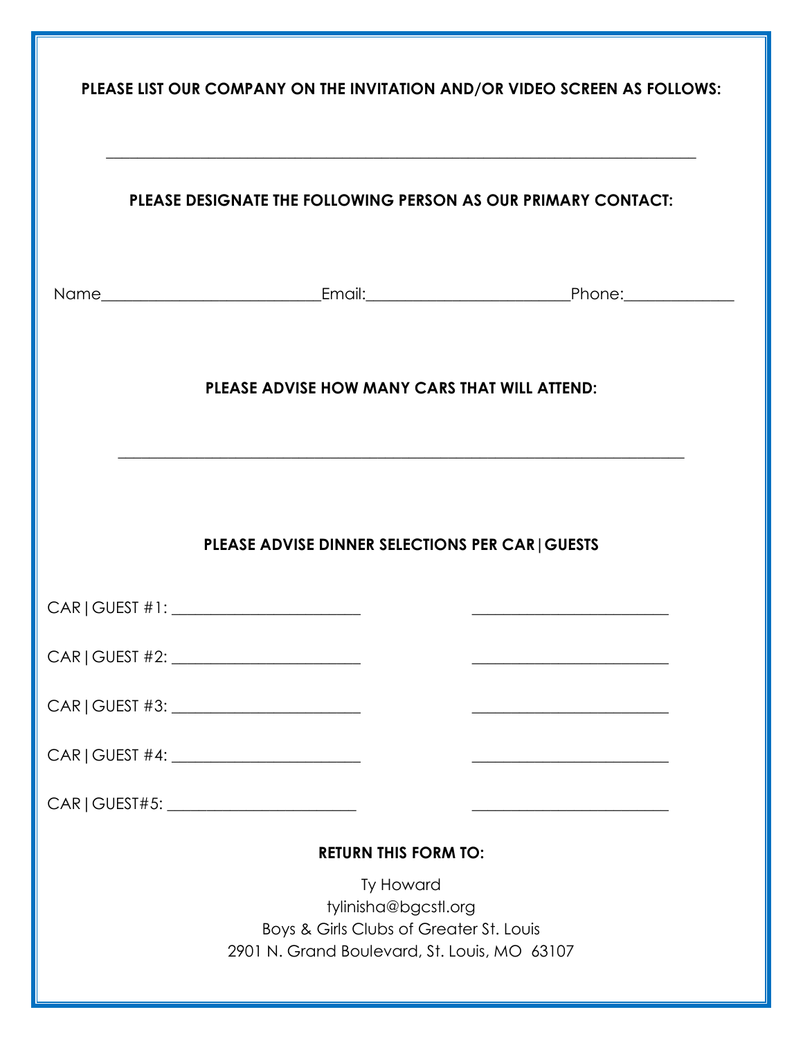**PLEASE LIST OUR COMPANY ON THE INVITATION AND/OR VIDEO SCREEN AS FOLLOWS:**

\_\_\_\_\_\_\_\_\_\_\_\_\_\_\_\_\_\_\_\_\_\_\_\_\_\_\_\_\_\_\_\_\_\_\_\_\_\_\_\_\_\_\_\_\_\_\_\_\_\_\_\_\_\_\_\_\_\_\_\_\_\_\_\_\_\_\_\_\_\_\_\_

**PLEASE DESIGNATE THE FOLLOWING PERSON AS OUR PRIMARY CONTACT:**

Name\_\_\_\_\_\_\_\_\_\_\_\_\_\_\_\_\_\_\_\_\_\_\_\_\_\_\_\_Email:\_\_\_\_\_\_\_\_\_\_\_\_\_\_\_\_\_\_\_\_\_\_\_\_\_\_Phone:\_\_\_\_\_\_\_\_\_\_\_\_\_

**PLEASE ADVISE HOW MANY CARS THAT WILL ATTEND:**

\_\_\_\_\_\_\_\_\_\_\_\_\_\_\_\_\_\_\_\_\_\_\_\_\_\_\_\_\_\_\_\_\_\_\_\_\_\_\_\_\_\_\_\_\_\_\_\_\_\_\_\_\_\_\_\_\_\_\_\_\_\_\_\_\_\_\_\_\_\_\_\_

**PLEASE ADVISE DINNER SELECTIONS PER CAR|GUESTS**

CAR|GUEST #1: \_\_\_\_\_\_\_\_\_\_\_\_\_\_\_\_\_\_\_\_\_\_\_\_ \_\_\_\_\_\_\_\_\_\_\_\_\_\_\_\_\_\_\_\_\_\_\_\_\_

CAR|GUEST #2: \_\_\_\_\_\_\_\_\_\_\_\_\_\_\_\_\_\_\_\_\_\_\_\_ \_\_\_\_\_\_\_\_\_\_\_\_\_\_\_\_\_\_\_\_\_\_\_\_\_

CAR|GUEST #3: \_\_\_\_\_\_\_\_\_\_\_\_\_\_\_\_\_\_\_\_\_\_\_\_ \_\_\_\_\_\_\_\_\_\_\_\_\_\_\_\_\_\_\_\_\_\_\_\_\_

CAR|GUEST #4: \_\_\_\_\_\_\_\_\_\_\_\_\_\_\_\_\_\_\_\_\_\_\_\_ \_\_\_\_\_\_\_\_\_\_\_\_\_\_\_\_\_\_\_\_\_\_\_\_\_

CAR|GUEST#5: \_\_\_\_\_\_\_\_\_\_\_\_\_\_\_\_\_\_\_\_\_\_\_\_ \_\_\_\_\_\_\_\_\_\_\_\_\_\_\_\_\_\_\_\_\_\_\_\_\_

**RETURN THIS FORM TO:**

Ty Howard  
tylinisha@bgcstl.org  
Boys & Girls Clubs of Greater St. Louis  
2901 N. Grand Boulevard, St. Louis, MO 63107